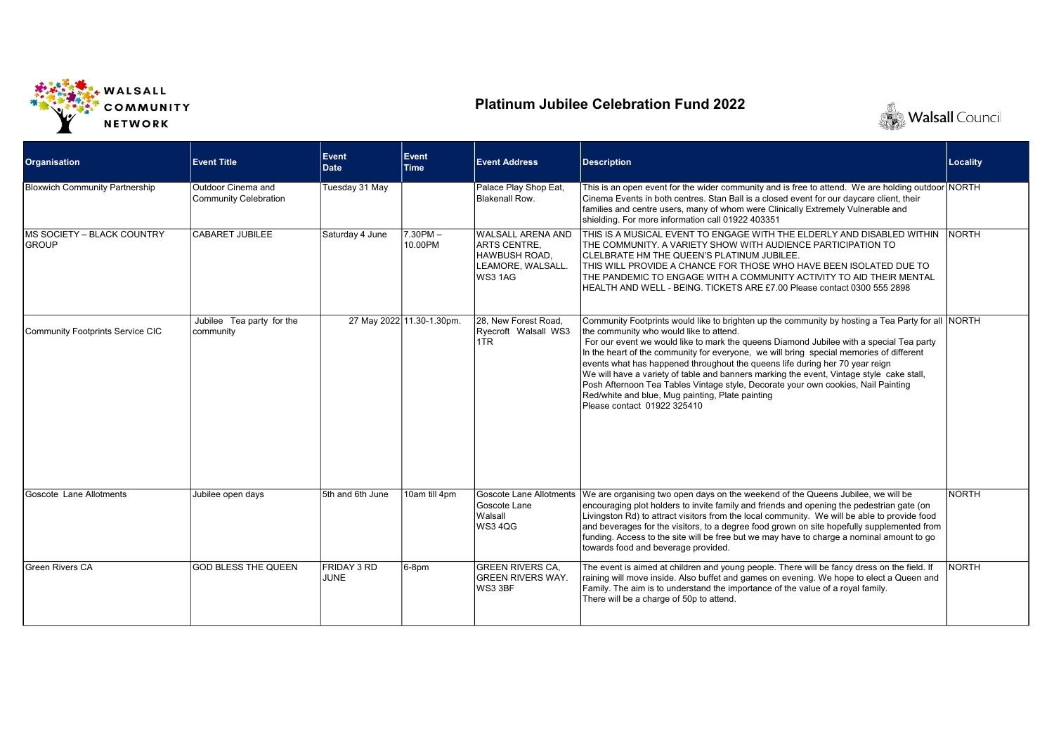# Platinum Jubilee Celebration Fund 2022

| Organisation | Event Title | Event Date | Event Time | Event Address | Description | Locality |
|---|---|---|---|---|---|---|
| Bloxwich Community Partnership | Outdoor Cinema and Community Celebration | Tuesday 31 May | | Palace Play Shop Eat, Blakenall Row. | This is an open event for the wider community and is free to attend. We are holding outdoor Cinema Events in both centres. Stan Ball is a closed event for our daycare client, their families and centre users, many of whom were Clinically Extremely Vulnerable and shielding. For more information call 01922 403351 | NORTH |
| MS SOCIETY – BLACK COUNTRY GROUP | CABARET JUBILEE | Saturday 4 June | 7.30PM – 10.00PM | WALSALL ARENA AND ARTS CENTRE, HAWBUSH ROAD, LEAMORE, WALSALL. WS3 1AG | THIS IS A MUSICAL EVENT TO ENGAGE WITH THE ELDERLY AND DISABLED WITHIN THE COMMUNITY. A VARIETY SHOW WITH AUDIENCE PARTICIPATION TO CLELBRATE HM THE QUEEN'S PLATINUM JUBILEE. THIS WILL PROVIDE A CHANCE FOR THOSE WHO HAVE BEEN ISOLATED DUE TO THE PANDEMIC TO ENGAGE WITH A COMMUNITY ACTIVITY TO AID THEIR MENTAL HEALTH AND WELL - BEING. TICKETS ARE £7.00 Please contact 0300 555 2898 | NORTH |
| Community Footprints Service CIC | Jubilee Tea party for the community | 27 May 2022 | 11.30-1.30pm. | 28, New Forest Road, Ryecroft Walsall WS3 1TR | Community Footprints would like to brighten up the community by hosting a Tea Party for all the community who would like to attend. For our event we would like to mark the queens Diamond Jubilee with a special Tea party In the heart of the community for everyone, we will bring special memories of different events what has happened throughout the queens life during her 70 year reign We will have a variety of table and banners marking the event, Vintage style cake stall, Posh Afternoon Tea Tables Vintage style, Decorate your own cookies, Nail Painting Red/white and blue, Mug painting, Plate painting Please contact 01922 325410 | NORTH |
| Goscote Lane Allotments | Jubilee open days | 5th and 6th June | 10am till 4pm | Goscote Lane Allotments Goscote Lane Walsall WS3 4QG | We are organising two open days on the weekend of the Queens Jubilee, we will be encouraging plot holders to invite family and friends and opening the pedestrian gate (on Livingston Rd) to attract visitors from the local community. We will be able to provide food and beverages for the visitors, to a degree food grown on site hopefully supplemented from funding. Access to the site will be free but we may have to charge a nominal amount to go towards food and beverage provided. | NORTH |
| Green Rivers CA | GOD BLESS THE QUEEN | FRIDAY 3 RD JUNE | 6-8pm | GREEN RIVERS CA, GREEN RIVERS WAY. WS3 3BF | The event is aimed at children and young people. There will be fancy dress on the field. If raining will move inside. Also buffet and games on evening. We hope to elect a Queen and Family. The aim is to understand the importance of the value of a royal family. There will be a charge of 50p to attend. | NORTH |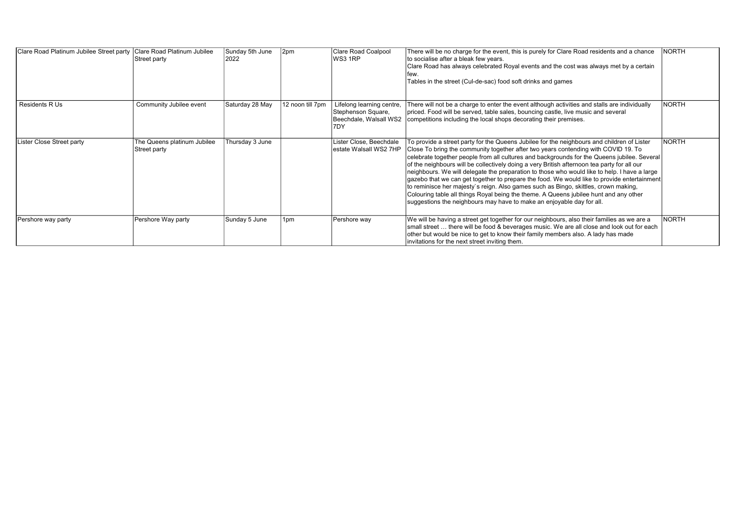| | | | | | | |
|---|---|---|---|---|---|---|
| Clare Road Platinum Jubilee Street party | Clare Road Platinum Jubilee Street party | Sunday 5th June 2022 | 2pm | Clare Road Coalpool WS3 1RP | There will be no charge for the event, this is purely for Clare Road residents and a chance to socialise after a bleak few years. Clare Road has always celebrated Royal events and the cost was always met by a certain few. Tables in the street (Cul-de-sac) food soft drinks and games | NORTH |
| Residents R Us | Community Jubilee event | Saturday 28 May | 12 noon till 7pm | Lifelong learning centre, Stephenson Square, Beechdale, Walsall WS2 7DY | There will not be a charge to enter the event although activities and stalls are individually priced. Food will be served, table sales, bouncing castle, live music and several competitions including the local shops decorating their premises. | NORTH |
| Lister Close Street party | The Queens platinum Jubilee Street party | Thursday 3 June | | Lister Close, Beechdale estate Walsall WS2 7HP | To provide a street party for the Queens Jubilee for the neighbours and children of Lister Close To bring the community together after two years contending with COVID 19. To celebrate together people from all cultures and backgrounds for the Queens jubilee. Several of the neighbours will be collectively doing a very British afternoon tea party for all our neighbours. We will delegate the preparation to those who would like to help. I have a large gazebo that we can get together to prepare the food. We would like to provide entertainment to reminisce her majesty`s reign. Also games such as Bingo, skittles, crown making, Colouring table all things Royal being the theme. A Queens jubilee hunt and any other suggestions the neighbours may have to make an enjoyable day for all. | NORTH |
| Pershore way party | Pershore Way party | Sunday 5 June | 1pm | Pershore way | We will be having a street get together for our neighbours, also their families as we are a small street … there will be food & beverages music. We are all close and look out for each other but would be nice to get to know their family members also. A lady has made invitations for the next street inviting them. | NORTH |